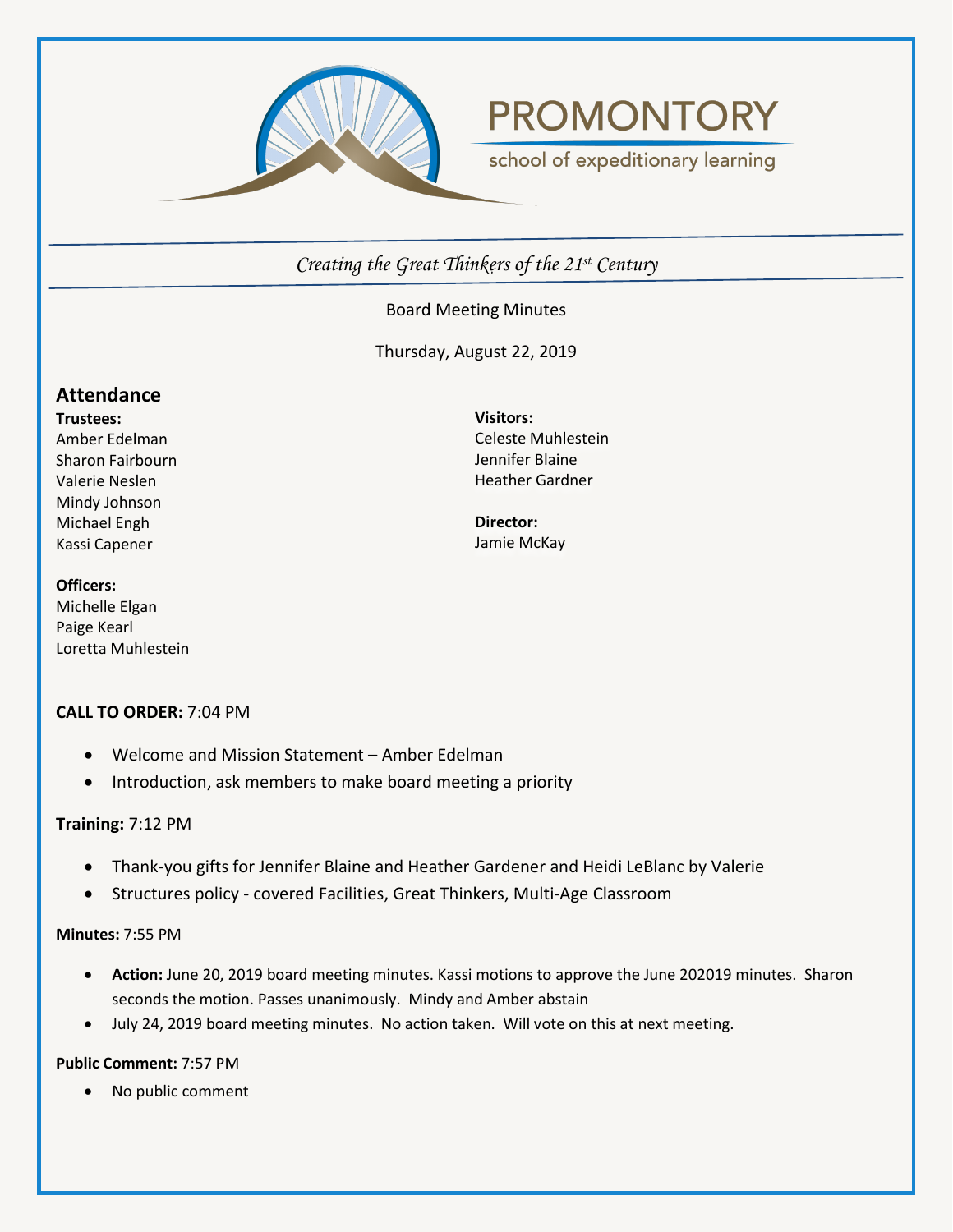# PROMONTORY

school of expeditionary learning

*Creating the Great Thinkers of the 21st Century*

Board Meeting Minutes

Thursday, August 22, 2019

## Attendance

**Trustees:**
Amber Edelman
Sharon Fairbourn
Valerie Neslen
Mindy Johnson
Michael Engh
Kassi Capener

**Officers:**
Michelle Elgan
Paige Kearl
Loretta Muhlestein

**Visitors:**
Celeste Muhlestein
Jennifer Blaine
Heather Gardner

**Director:**
Jamie McKay

**CALL TO ORDER:** 7:04 PM

- Welcome and Mission Statement – Amber Edelman
- Introduction, ask members to make board meeting a priority

**Training:** 7:12 PM

- Thank-you gifts for Jennifer Blaine and Heather Gardener and Heidi LeBlanc by Valerie
- Structures policy - covered Facilities, Great Thinkers, Multi-Age Classroom

**Minutes:** 7:55 PM

- **Action:** June 20, 2019 board meeting minutes. Kassi motions to approve the June 202019 minutes. Sharon seconds the motion. Passes unanimously. Mindy and Amber abstain
- July 24, 2019 board meeting minutes. No action taken. Will vote on this at next meeting.

**Public Comment:** 7:57 PM

- No public comment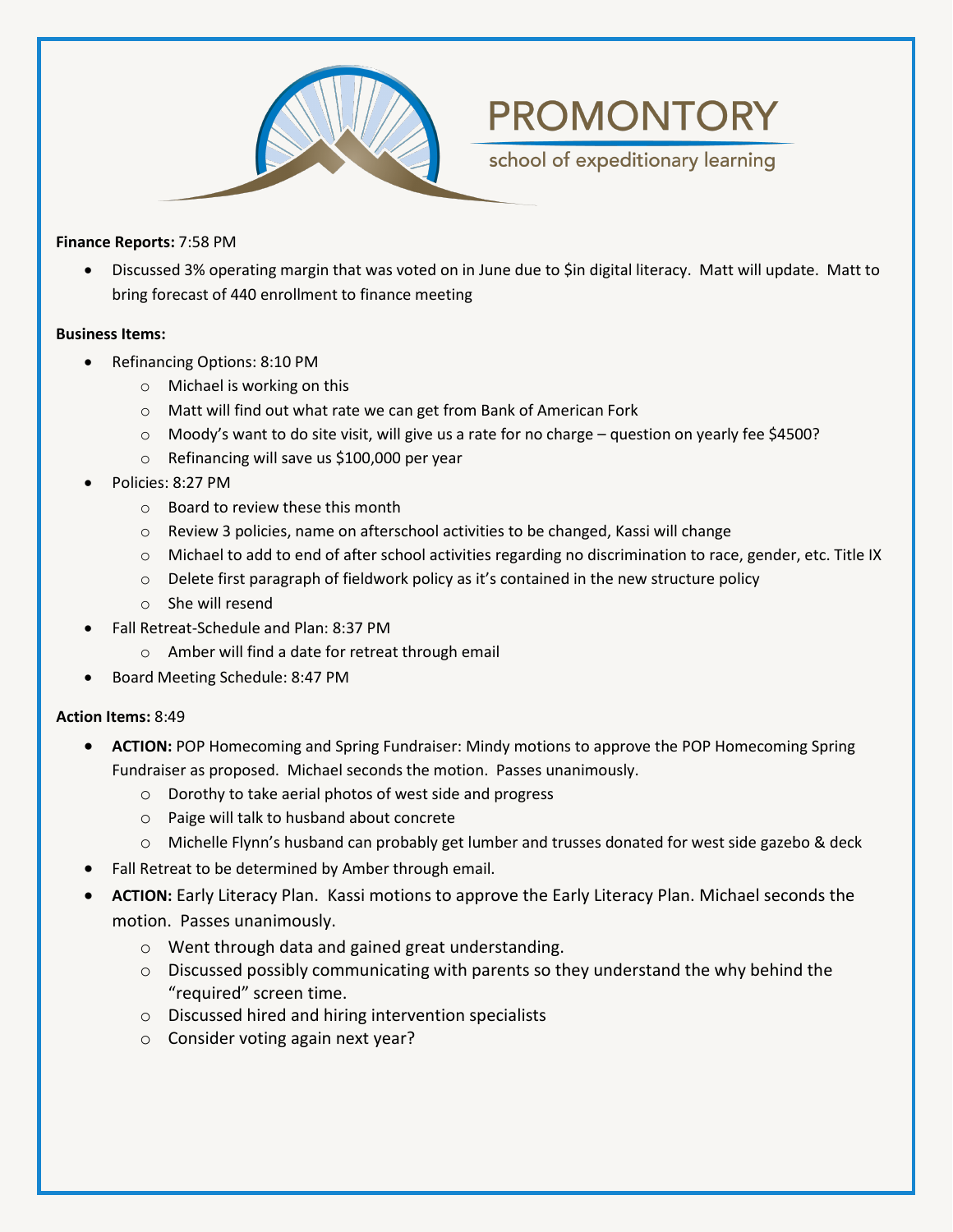**Finance Reports:** 7:58 PM

- Discussed 3% operating margin that was voted on in June due to $in digital literacy. Matt will update. Matt to bring forecast of 440 enrollment to finance meeting

**Business Items:**

- Refinancing Options: 8:10 PM
  - Michael is working on this
  - Matt will find out what rate we can get from Bank of American Fork
  - Moody's want to do site visit, will give us a rate for no charge – question on yearly fee $4500?
  - Refinancing will save us $100,000 per year
- Policies: 8:27 PM
  - Board to review these this month
  - Review 3 policies, name on afterschool activities to be changed, Kassi will change
  - Michael to add to end of after school activities regarding no discrimination to race, gender, etc. Title IX
  - Delete first paragraph of fieldwork policy as it's contained in the new structure policy
  - She will resend
- Fall Retreat-Schedule and Plan: 8:37 PM
  - Amber will find a date for retreat through email
- Board Meeting Schedule: 8:47 PM

**Action Items:** 8:49

- **ACTION:** POP Homecoming and Spring Fundraiser: Mindy motions to approve the POP Homecoming Spring Fundraiser as proposed. Michael seconds the motion. Passes unanimously.
  - Dorothy to take aerial photos of west side and progress
  - Paige will talk to husband about concrete
  - Michelle Flynn's husband can probably get lumber and trusses donated for west side gazebo & deck
- Fall Retreat to be determined by Amber through email.
- **ACTION:** Early Literacy Plan. Kassi motions to approve the Early Literacy Plan. Michael seconds the motion. Passes unanimously.
  - Went through data and gained great understanding.
  - Discussed possibly communicating with parents so they understand the why behind the "required" screen time.
  - Discussed hired and hiring intervention specialists
  - Consider voting again next year?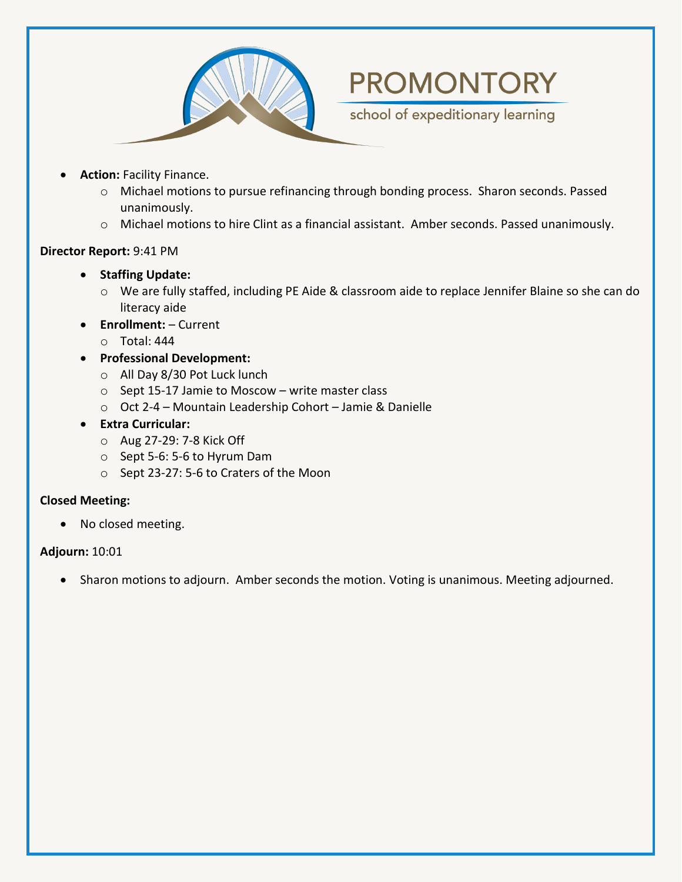- **Action:** Facility Finance.
  - Michael motions to pursue refinancing through bonding process. Sharon seconds. Passed unanimously.
  - Michael motions to hire Clint as a financial assistant. Amber seconds. Passed unanimously.

**Director Report:** 9:41 PM

- **Staffing Update:**
  - We are fully staffed, including PE Aide & classroom aide to replace Jennifer Blaine so she can do literacy aide
- **Enrollment:** – Current
  - Total: 444
- **Professional Development:**
  - All Day 8/30 Pot Luck lunch
  - Sept 15-17 Jamie to Moscow – write master class
  - Oct 2-4 – Mountain Leadership Cohort – Jamie & Danielle
- **Extra Curricular:**
  - Aug 27-29: 7-8 Kick Off
  - Sept 5-6: 5-6 to Hyrum Dam
  - Sept 23-27: 5-6 to Craters of the Moon

**Closed Meeting:**

- No closed meeting.

**Adjourn:** 10:01

- Sharon motions to adjourn. Amber seconds the motion. Voting is unanimous. Meeting adjourned.